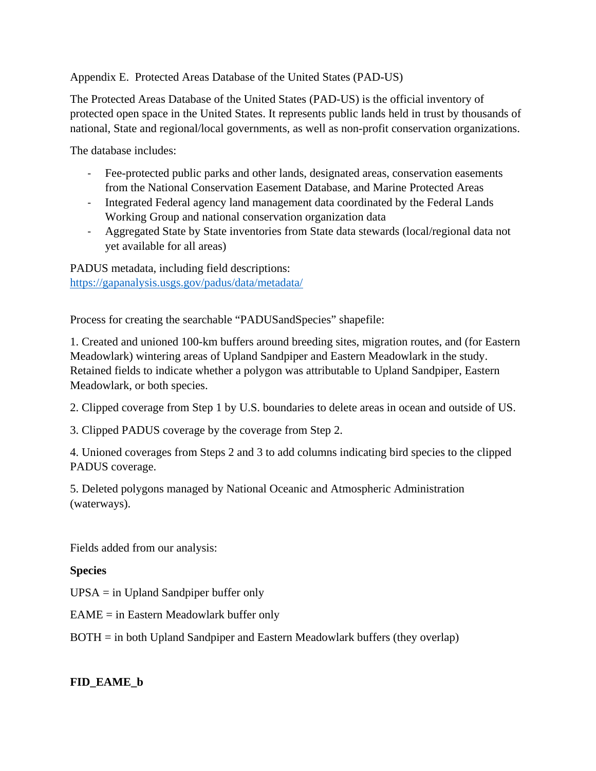Appendix E. Protected Areas Database of the United States (PAD-US)

The Protected Areas Database of the United States (PAD-US) is the official inventory of protected open space in the United States. It represents public lands held in trust by thousands of national, State and regional/local governments, as well as non-profit conservation organizations.

The database includes:

- Fee-protected public parks and other lands, designated areas, conservation easements from the National Conservation Easement Database, and Marine Protected Areas
- Integrated Federal agency land management data coordinated by the Federal Lands Working Group and national conservation organization data
- Aggregated State by State inventories from State data stewards (local/regional data not yet available for all areas)

PADUS metadata, including field descriptions:
https://gapanalysis.usgs.gov/padus/data/metadata/

Process for creating the searchable "PADUSandSpecies" shapefile:

1. Created and unioned 100-km buffers around breeding sites, migration routes, and (for Eastern Meadowlark) wintering areas of Upland Sandpiper and Eastern Meadowlark in the study. Retained fields to indicate whether a polygon was attributable to Upland Sandpiper, Eastern Meadowlark, or both species.

2. Clipped coverage from Step 1 by U.S. boundaries to delete areas in ocean and outside of US.

3. Clipped PADUS coverage by the coverage from Step 2.

4. Unioned coverages from Steps 2 and 3 to add columns indicating bird species to the clipped PADUS coverage.

5. Deleted polygons managed by National Oceanic and Atmospheric Administration (waterways).

Fields added from our analysis:

**Species**

UPSA = in Upland Sandpiper buffer only

EAME = in Eastern Meadowlark buffer only

BOTH = in both Upland Sandpiper and Eastern Meadowlark buffers (they overlap)

**FID_EAME_b**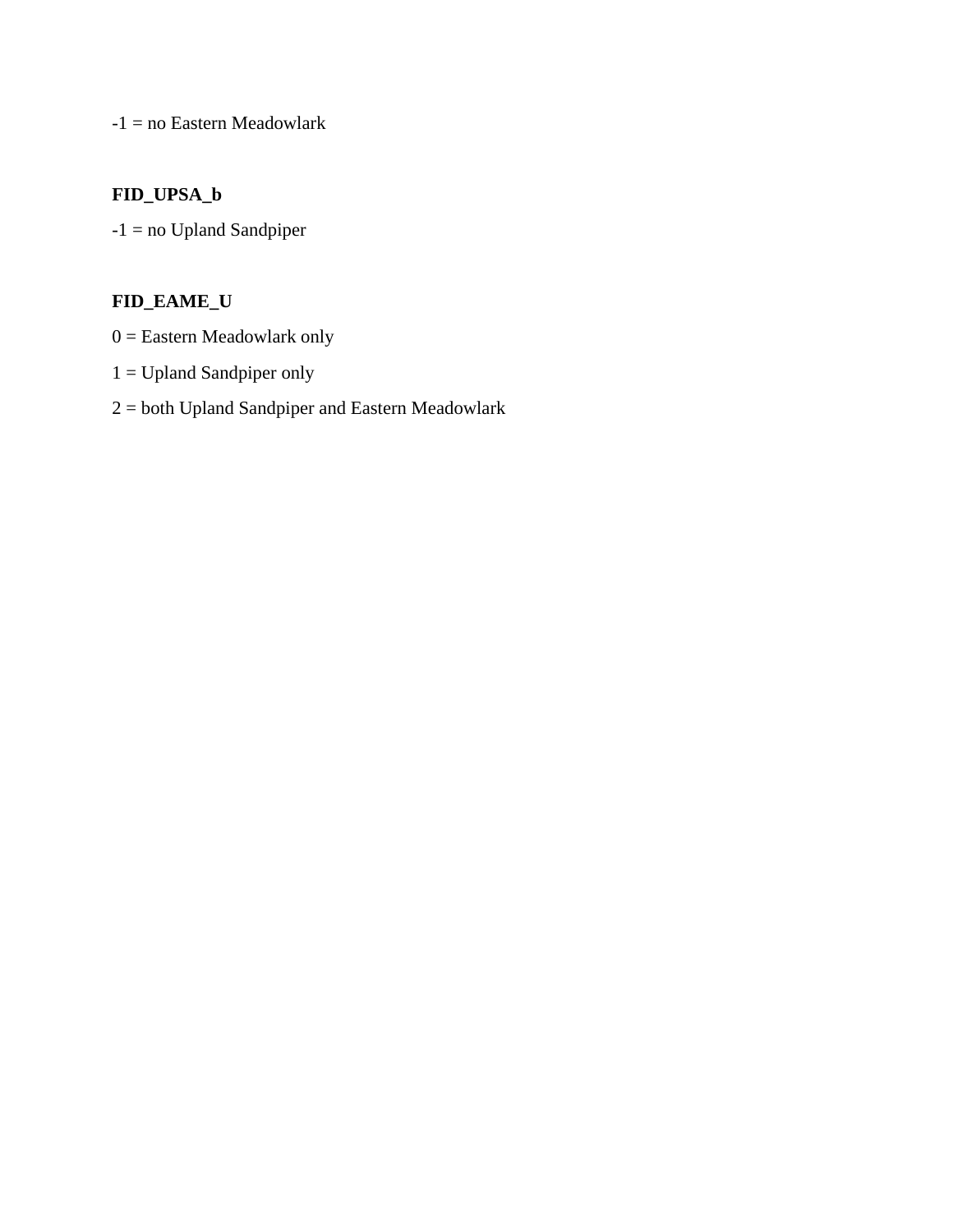-1 = no Eastern Meadowlark

**FID_UPSA_b**

-1 = no Upland Sandpiper

**FID_EAME_U**

0 = Eastern Meadowlark only

1 = Upland Sandpiper only

2 = both Upland Sandpiper and Eastern Meadowlark